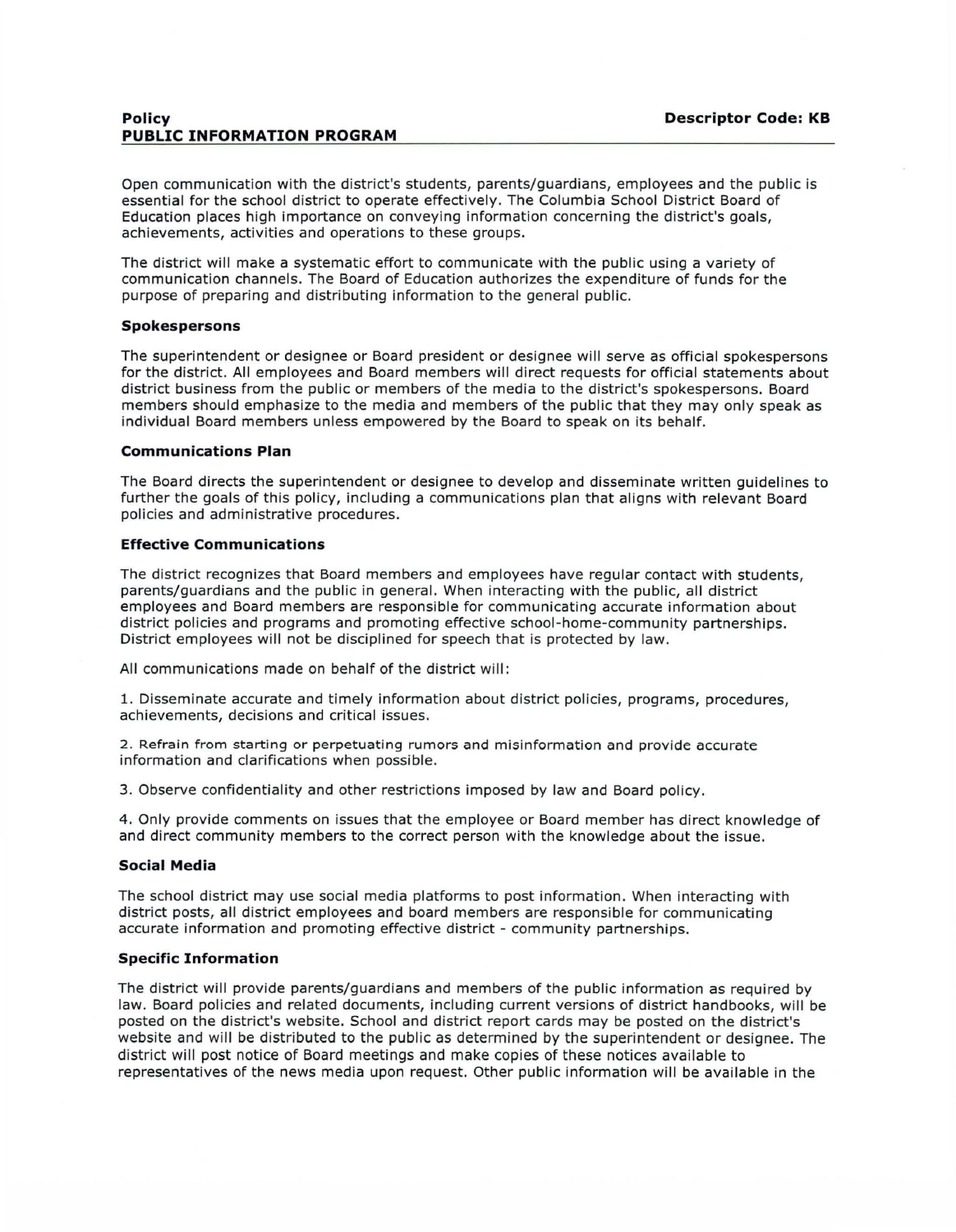**Policy** **Descriptor Code: KB**

**PUBLIC INFORMATION PROGRAM**

Open communication with the district's students, parents/guardians, employees and the public is essential for the school district to operate effectively. The Columbia School District Board of Education places high importance on conveying information concerning the district's goals, achievements, activities and operations to these groups.

The district will make a systematic effort to communicate with the public using a variety of communication channels. The Board of Education authorizes the expenditure of funds for the purpose of preparing and distributing information to the general public.

### Spokespersons

The superintendent or designee or Board president or designee will serve as official spokespersons for the district. All employees and Board members will direct requests for official statements about district business from the public or members of the media to the district's spokespersons. Board members should emphasize to the media and members of the public that they may only speak as individual Board members unless empowered by the Board to speak on its behalf.

### Communications Plan

The Board directs the superintendent or designee to develop and disseminate written guidelines to further the goals of this policy, including a communications plan that aligns with relevant Board policies and administrative procedures.

### Effective Communications

The district recognizes that Board members and employees have regular contact with students, parents/guardians and the public in general. When interacting with the public, all district employees and Board members are responsible for communicating accurate information about district policies and programs and promoting effective school-home-community partnerships. District employees will not be disciplined for speech that is protected by law.

All communications made on behalf of the district will:

1. Disseminate accurate and timely information about district policies, programs, procedures, achievements, decisions and critical issues.

2. Refrain from starting or perpetuating rumors and misinformation and provide accurate information and clarifications when possible.

3. Observe confidentiality and other restrictions imposed by law and Board policy.

4. Only provide comments on issues that the employee or Board member has direct knowledge of and direct community members to the correct person with the knowledge about the issue.

### Social Media

The school district may use social media platforms to post information. When interacting with district posts, all district employees and board members are responsible for communicating accurate information and promoting effective district - community partnerships.

### Specific Information

The district will provide parents/guardians and members of the public information as required by law. Board policies and related documents, including current versions of district handbooks, will be posted on the district's website. School and district report cards may be posted on the district's website and will be distributed to the public as determined by the superintendent or designee. The district will post notice of Board meetings and make copies of these notices available to representatives of the news media upon request. Other public information will be available in the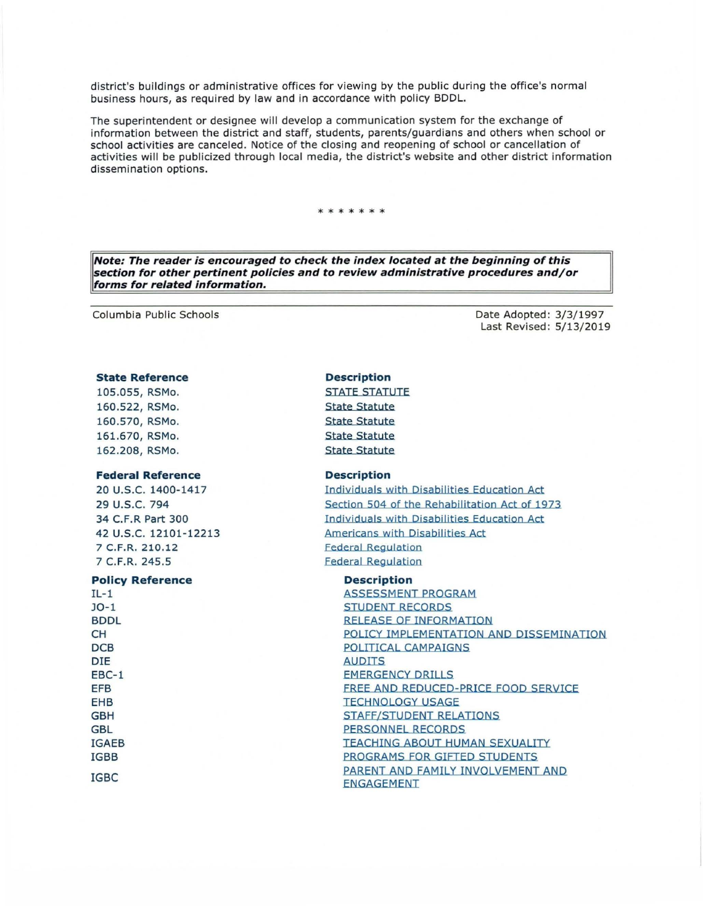district's buildings or administrative offices for viewing by the public during the office's normal business hours, as required by law and in accordance with policy BDDL.

The superintendent or designee will develop a communication system for the exchange of information between the district and staff, students, parents/guardians and others when school or school activities are canceled. Notice of the closing and reopening of school or cancellation of activities will be publicized through local media, the district's website and other district information dissemination options.

\* \* \* \* \* \* \*

***Note: The reader is encouraged to check the index located at the beginning of this section for other pertinent policies and to review administrative procedures and/or forms for related information.***

Columbia Public Schools

Date Adopted: 3/3/1997
Last Revised: 5/13/2019

| State Reference | Description |
|---|---|
| 105.055, RSMo. | STATE STATUTE |
| 160.522, RSMo. | State Statute |
| 160.570, RSMo. | State Statute |
| 161.670, RSMo. | State Statute |
| 162.208, RSMo. | State Statute |

| Federal Reference | Description |
|---|---|
| 20 U.S.C. 1400-1417 | Individuals with Disabilities Education Act |
| 29 U.S.C. 794 | Section 504 of the Rehabilitation Act of 1973 |
| 34 C.F.R Part 300 | Individuals with Disabilities Education Act |
| 42 U.S.C. 12101-12213 | Americans with Disabilities Act |
| 7 C.F.R. 210.12 | Federal Regulation |
| 7 C.F.R. 245.5 | Federal Regulation |

| Policy Reference | Description |
|---|---|
| IL-1 | ASSESSMENT PROGRAM |
| JO-1 | STUDENT RECORDS |
| BDDL | RELEASE OF INFORMATION |
| CH | POLICY IMPLEMENTATION AND DISSEMINATION |
| DCB | POLITICAL CAMPAIGNS |
| DIE | AUDITS |
| EBC-1 | EMERGENCY DRILLS |
| EFB | FREE AND REDUCED-PRICE FOOD SERVICE |
| EHB | TECHNOLOGY USAGE |
| GBH | STAFF/STUDENT RELATIONS |
| GBL | PERSONNEL RECORDS |
| IGAEB | TEACHING ABOUT HUMAN SEXUALITY |
| IGBB | PROGRAMS FOR GIFTED STUDENTS |
| IGBC | PARENT AND FAMILY INVOLVEMENT AND ENGAGEMENT |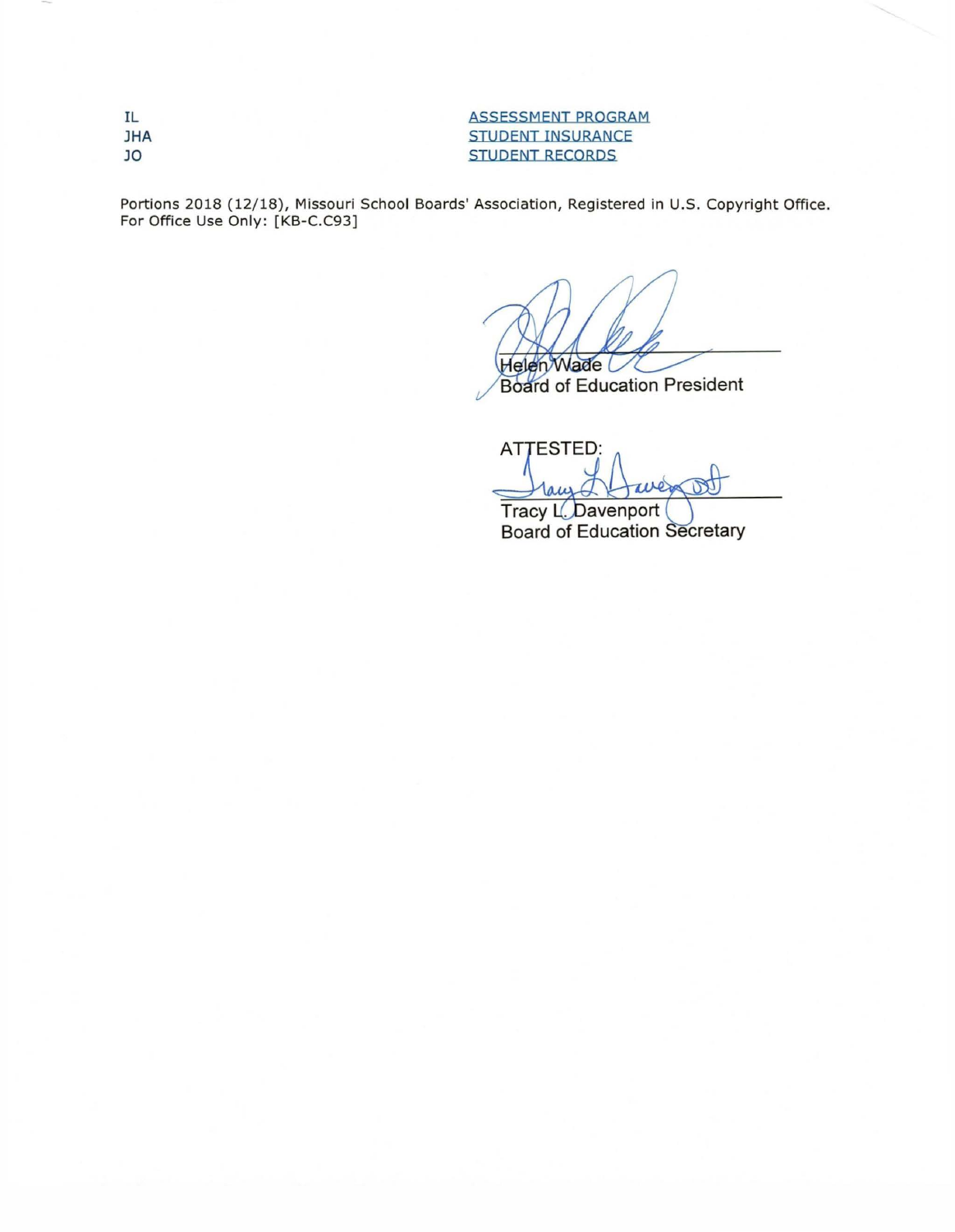| | |
|---|---|
| IL | [ASSESSMENT PROGRAM] |
| JHA | [STUDENT INSURANCE] |
| JO | [STUDENT RECORDS] |

Portions 2018 (12/18), Missouri School Boards' Association, Registered in U.S. Copyright Office.
For Office Use Only: [KB-C.C93]

Helen Wade
Board of Education President

ATTESTED:

Tracy L. Davenport
Board of Education Secretary